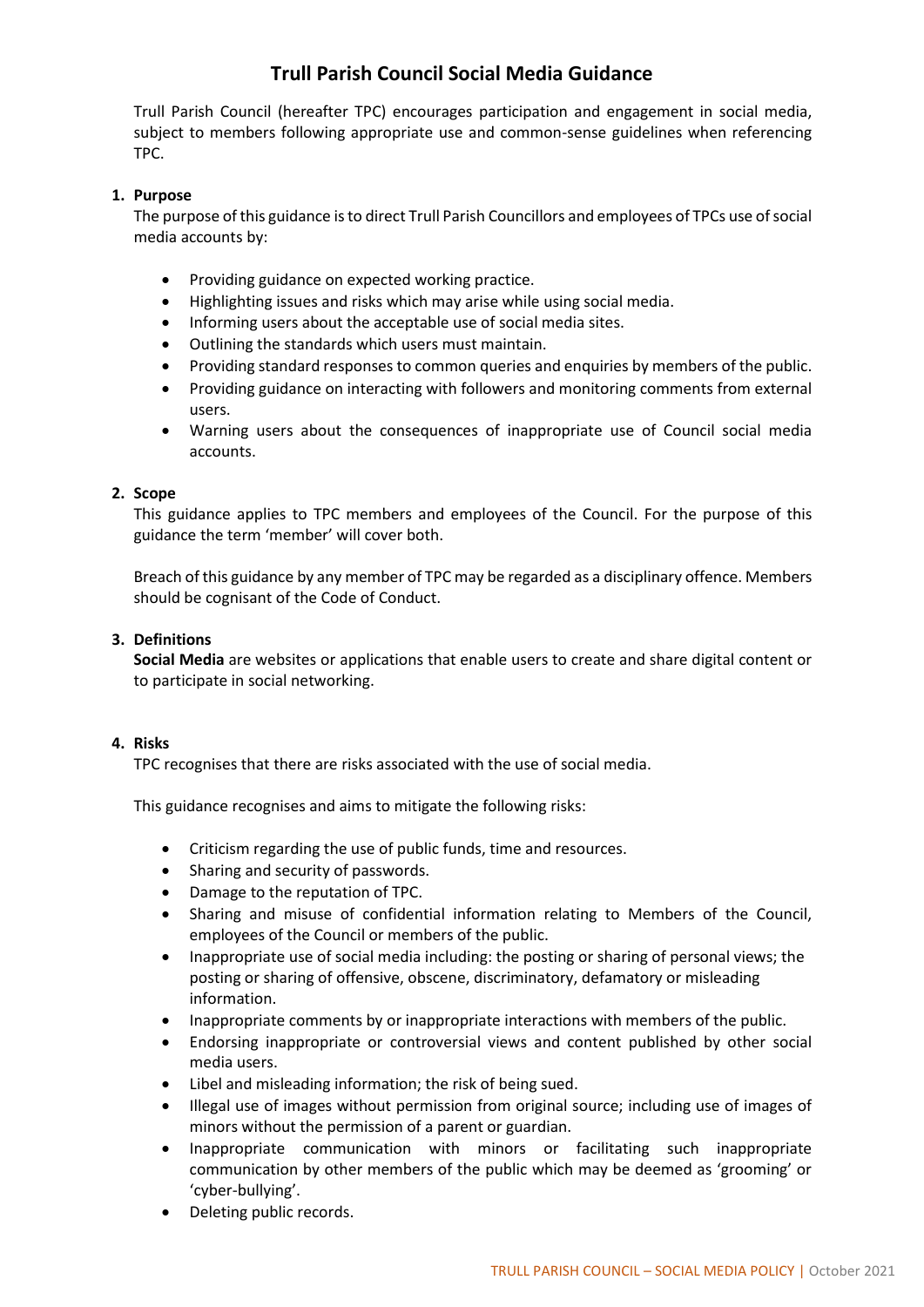# Trull Parish Council Social Media Guidance

Trull Parish Council (hereafter TPC) encourages participation and engagement in social media, subject to members following appropriate use and common-sense guidelines when referencing TPC.

1. **Purpose**

   The purpose of this guidance is to direct Trull Parish Councillors and employees of TPCs use of social media accounts by:

   - Providing guidance on expected working practice.
   - Highlighting issues and risks which may arise while using social media.
   - Informing users about the acceptable use of social media sites.
   - Outlining the standards which users must maintain.
   - Providing standard responses to common queries and enquiries by members of the public.
   - Providing guidance on interacting with followers and monitoring comments from external users.
   - Warning users about the consequences of inappropriate use of Council social media accounts.

2. **Scope**

   This guidance applies to TPC members and employees of the Council. For the purpose of this guidance the term 'member' will cover both.

   Breach of this guidance by any member of TPC may be regarded as a disciplinary offence. Members should be cognisant of the Code of Conduct.

3. **Definitions**

   **Social Media** are websites or applications that enable users to create and share digital content or to participate in social networking.

4. **Risks**

   TPC recognises that there are risks associated with the use of social media.

   This guidance recognises and aims to mitigate the following risks:

   - Criticism regarding the use of public funds, time and resources.
   - Sharing and security of passwords.
   - Damage to the reputation of TPC.
   - Sharing and misuse of confidential information relating to Members of the Council, employees of the Council or members of the public.
   - Inappropriate use of social media including: the posting or sharing of personal views; the posting or sharing of offensive, obscene, discriminatory, defamatory or misleading information.
   - Inappropriate comments by or inappropriate interactions with members of the public.
   - Endorsing inappropriate or controversial views and content published by other social media users.
   - Libel and misleading information; the risk of being sued.
   - Illegal use of images without permission from original source; including use of images of minors without the permission of a parent or guardian.
   - Inappropriate communication with minors or facilitating such inappropriate communication by other members of the public which may be deemed as 'grooming' or 'cyber-bullying'.
   - Deleting public records.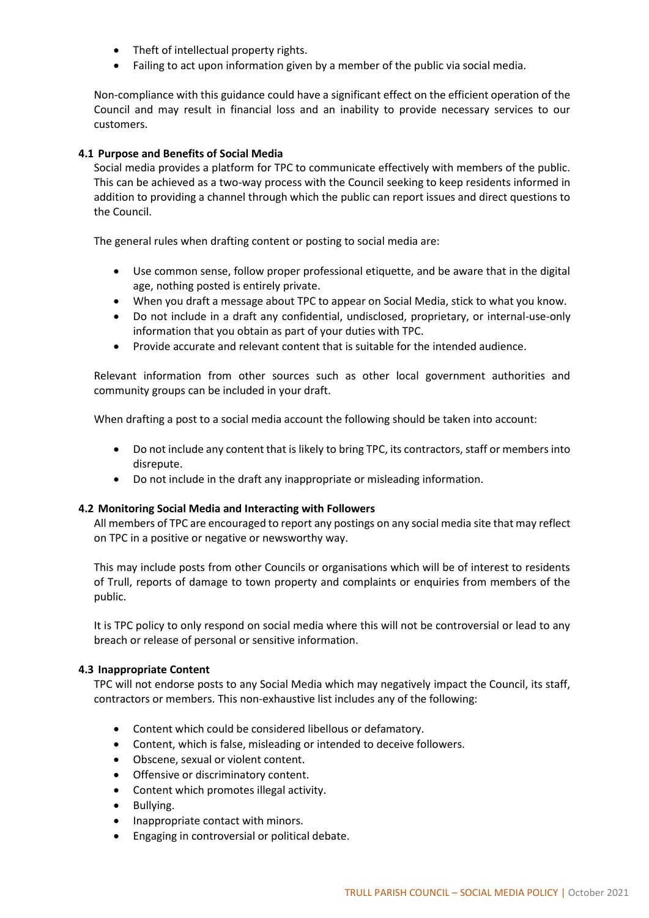- Theft of intellectual property rights.
- Failing to act upon information given by a member of the public via social media.

Non-compliance with this guidance could have a significant effect on the efficient operation of the Council and may result in financial loss and an inability to provide necessary services to our customers.

### 4.1 Purpose and Benefits of Social Media

Social media provides a platform for TPC to communicate effectively with members of the public. This can be achieved as a two-way process with the Council seeking to keep residents informed in addition to providing a channel through which the public can report issues and direct questions to the Council.

The general rules when drafting content or posting to social media are:

- Use common sense, follow proper professional etiquette, and be aware that in the digital age, nothing posted is entirely private.
- When you draft a message about TPC to appear on Social Media, stick to what you know.
- Do not include in a draft any confidential, undisclosed, proprietary, or internal-use-only information that you obtain as part of your duties with TPC.
- Provide accurate and relevant content that is suitable for the intended audience.

Relevant information from other sources such as other local government authorities and community groups can be included in your draft.

When drafting a post to a social media account the following should be taken into account:

- Do not include any content that is likely to bring TPC, its contractors, staff or members into disrepute.
- Do not include in the draft any inappropriate or misleading information.

### 4.2 Monitoring Social Media and Interacting with Followers

All members of TPC are encouraged to report any postings on any social media site that may reflect on TPC in a positive or negative or newsworthy way.

This may include posts from other Councils or organisations which will be of interest to residents of Trull, reports of damage to town property and complaints or enquiries from members of the public.

It is TPC policy to only respond on social media where this will not be controversial or lead to any breach or release of personal or sensitive information.

### 4.3 Inappropriate Content

TPC will not endorse posts to any Social Media which may negatively impact the Council, its staff, contractors or members. This non-exhaustive list includes any of the following:

- Content which could be considered libellous or defamatory.
- Content, which is false, misleading or intended to deceive followers.
- Obscene, sexual or violent content.
- Offensive or discriminatory content.
- Content which promotes illegal activity.
- Bullying.
- Inappropriate contact with minors.
- Engaging in controversial or political debate.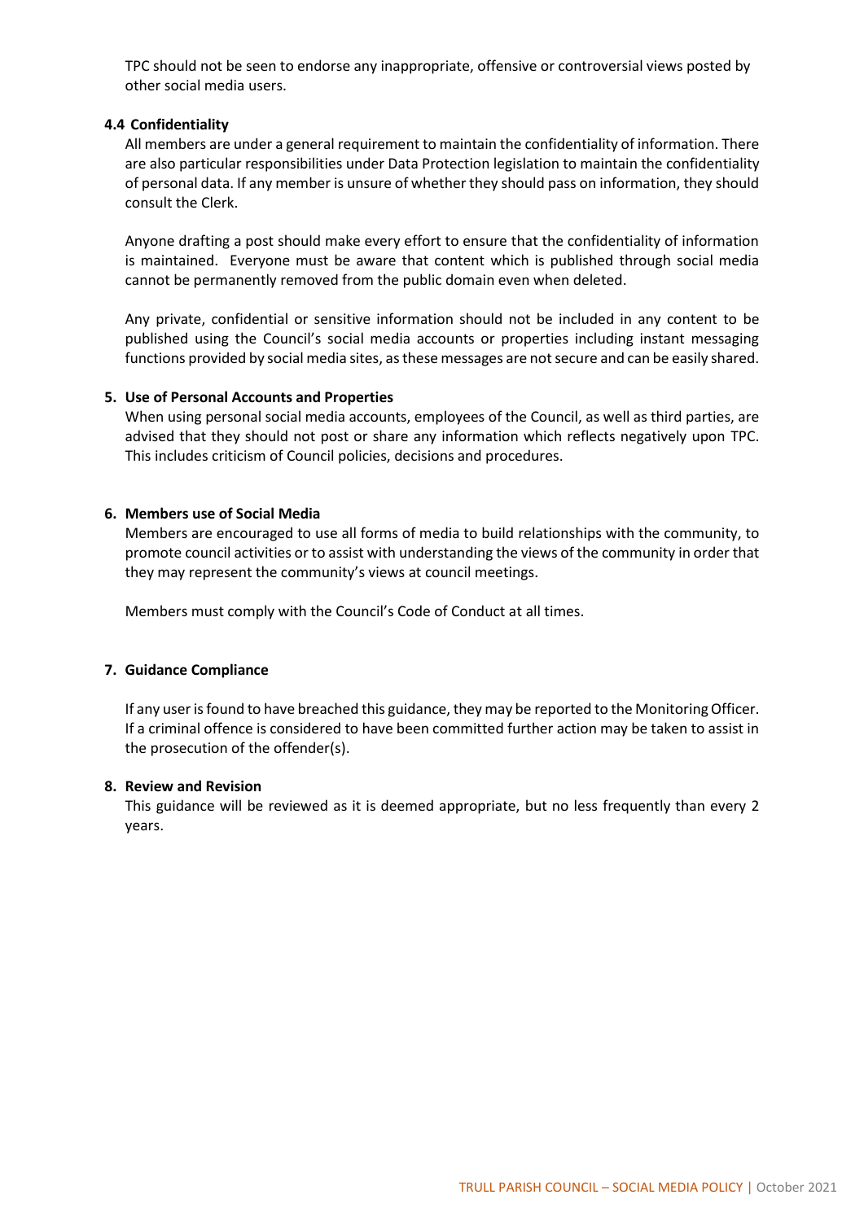TPC should not be seen to endorse any inappropriate, offensive or controversial views posted by other social media users.

### 4.4 Confidentiality

All members are under a general requirement to maintain the confidentiality of information. There are also particular responsibilities under Data Protection legislation to maintain the confidentiality of personal data. If any member is unsure of whether they should pass on information, they should consult the Clerk.

Anyone drafting a post should make every effort to ensure that the confidentiality of information is maintained. Everyone must be aware that content which is published through social media cannot be permanently removed from the public domain even when deleted.

Any private, confidential or sensitive information should not be included in any content to be published using the Council's social media accounts or properties including instant messaging functions provided by social media sites, as these messages are not secure and can be easily shared.

## 5. Use of Personal Accounts and Properties

When using personal social media accounts, employees of the Council, as well as third parties, are advised that they should not post or share any information which reflects negatively upon TPC. This includes criticism of Council policies, decisions and procedures.

## 6. Members use of Social Media

Members are encouraged to use all forms of media to build relationships with the community, to promote council activities or to assist with understanding the views of the community in order that they may represent the community's views at council meetings.

Members must comply with the Council's Code of Conduct at all times.

## 7. Guidance Compliance

If any user is found to have breached this guidance, they may be reported to the Monitoring Officer. If a criminal offence is considered to have been committed further action may be taken to assist in the prosecution of the offender(s).

## 8. Review and Revision

This guidance will be reviewed as it is deemed appropriate, but no less frequently than every 2 years.